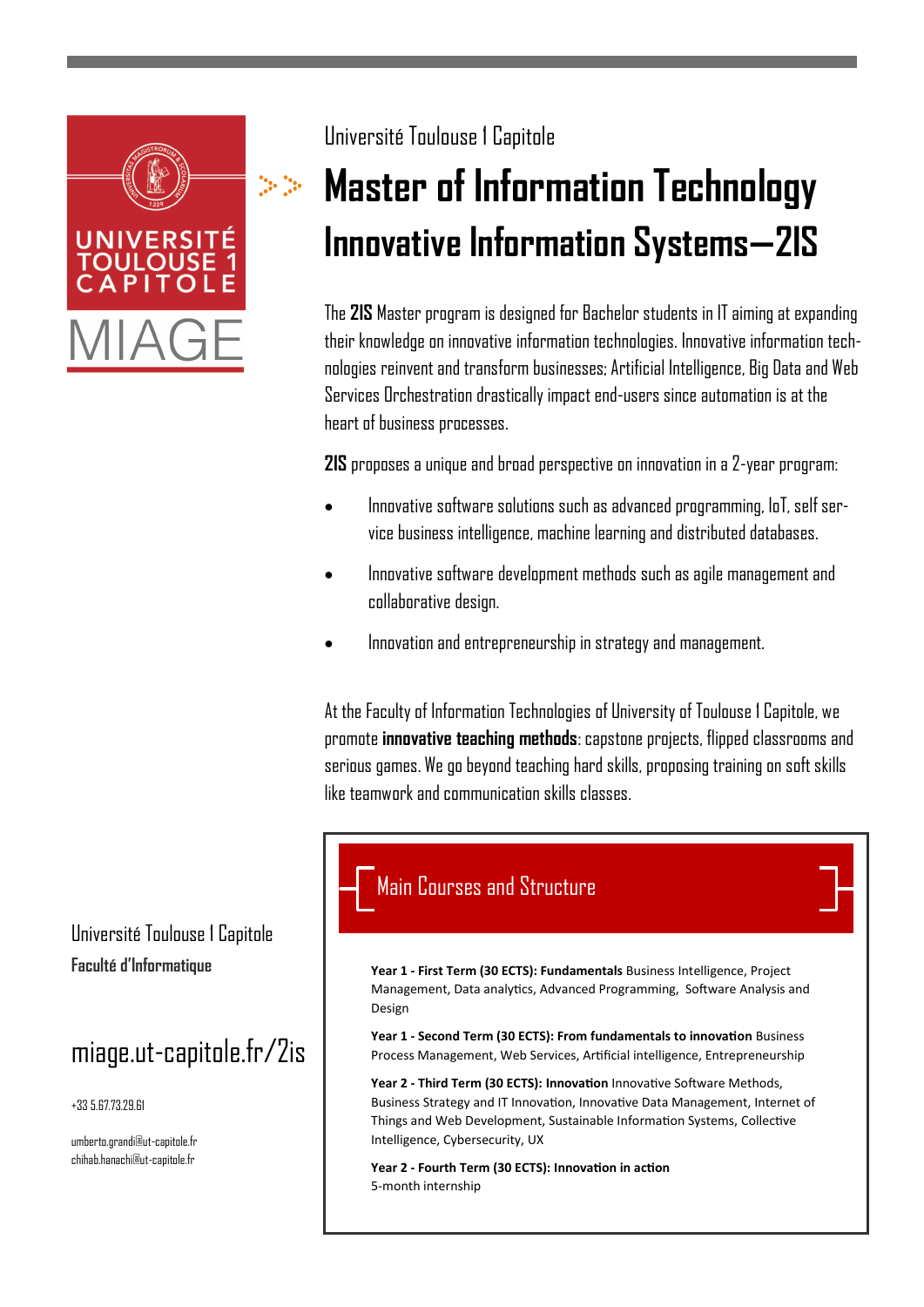Université Toulouse 1 Capitole

# Master of Information Technology
# Innovative Information Systems—2IS

The **2IS** Master program is designed for Bachelor students in IT aiming at expanding their knowledge on innovative information technologies. Innovative information technologies reinvent and transform businesses; Artificial Intelligence, Big Data and Web Services Orchestration drastically impact end-users since automation is at the heart of business processes.

**2IS** proposes a unique and broad perspective on innovation in a 2-year program:

- Innovative software solutions such as advanced programming, IoT, self service business intelligence, machine learning and distributed databases.
- Innovative software development methods such as agile management and collaborative design.
- Innovation and entrepreneurship in strategy and management.

At the Faculty of Information Technologies of University of Toulouse 1 Capitole, we promote **innovative teaching methods**: capstone projects, flipped classrooms and serious games. We go beyond teaching hard skills, proposing training on soft skills like teamwork and communication skills classes.

## Main Courses and Structure

**Year 1 - First Term (30 ECTS): Fundamentals** Business Intelligence, Project Management, Data analytics, Advanced Programming, Software Analysis and Design

**Year 1 - Second Term (30 ECTS): From fundamentals to innovation** Business Process Management, Web Services, Artificial intelligence, Entrepreneurship

**Year 2 - Third Term (30 ECTS): Innovation** Innovative Software Methods, Business Strategy and IT Innovation, Innovative Data Management, Internet of Things and Web Development, Sustainable Information Systems, Collective Intelligence, Cybersecurity, UX

**Year 2 - Fourth Term (30 ECTS): Innovation in action**
5-month internship

Université Toulouse 1 Capitole
**Faculté d'Informatique**

miage.ut-capitole.fr/2is

+33 5.67.73.29.61

umberto.grandi@ut-capitole.fr
chihab.hanachi@ut-capitole.fr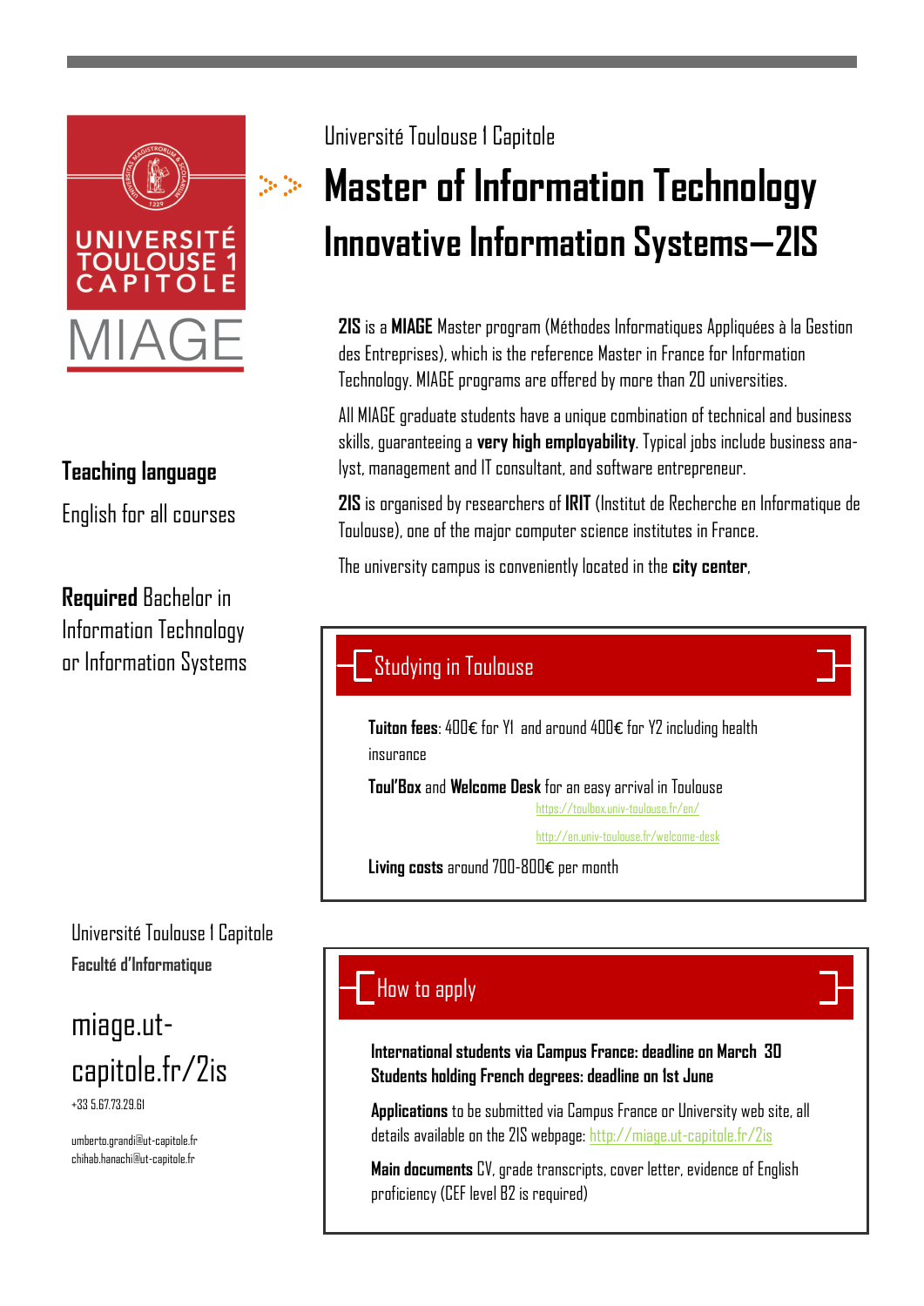UNIVERSITÉ TOULOUSE 1 CAPITOLE

MIAGE

Université Toulouse 1 Capitole

# Master of Information Technology Innovative Information Systems—2IS

**2IS** is a **MIAGE** Master program (Méthodes Informatiques Appliquées à la Gestion des Entreprises), which is the reference Master in France for Information Technology. MIAGE programs are offered by more than 20 universities.

All MIAGE graduate students have a unique combination of technical and business skills, guaranteeing a **very high employability**. Typical jobs include business analyst, management and IT consultant, and software entrepreneur.

**2IS** is organised by researchers of **IRIT** (Institut de Recherche en Informatique de Toulouse), one of the major computer science institutes in France.

The university campus is conveniently located in the **city center**.

**Teaching language**

English for all courses

**Required** Bachelor in Information Technology or Information Systems

## Studying in Toulouse

**Tuiton fees**: 400€ for Y1 and around 400€ for Y2 including health insurance

**Toul'Box** and **Welcome Desk** for an easy arrival in Toulouse

https://toulbox.univ-toulouse.fr/en/

http://en.univ-toulouse.fr/welcome-desk

**Living costs** around 700-800€ per month

## How to apply

**International students via Campus France: deadline on March 30**
**Students holding French degrees: deadline on 1st June**

**Applications** to be submitted via Campus France or University web site, all details available on the 2IS webpage: http://miage.ut-capitole.fr/2is

**Main documents** CV, grade transcripts, cover letter, evidence of English proficiency (CEF level B2 is required)

Université Toulouse 1 Capitole
**Faculté d'Informatique**

miage.ut-capitole.fr/2is

+33 5.67.73.29.61

umberto.grandi@ut-capitole.fr
chihab.hanachi@ut-capitole.fr